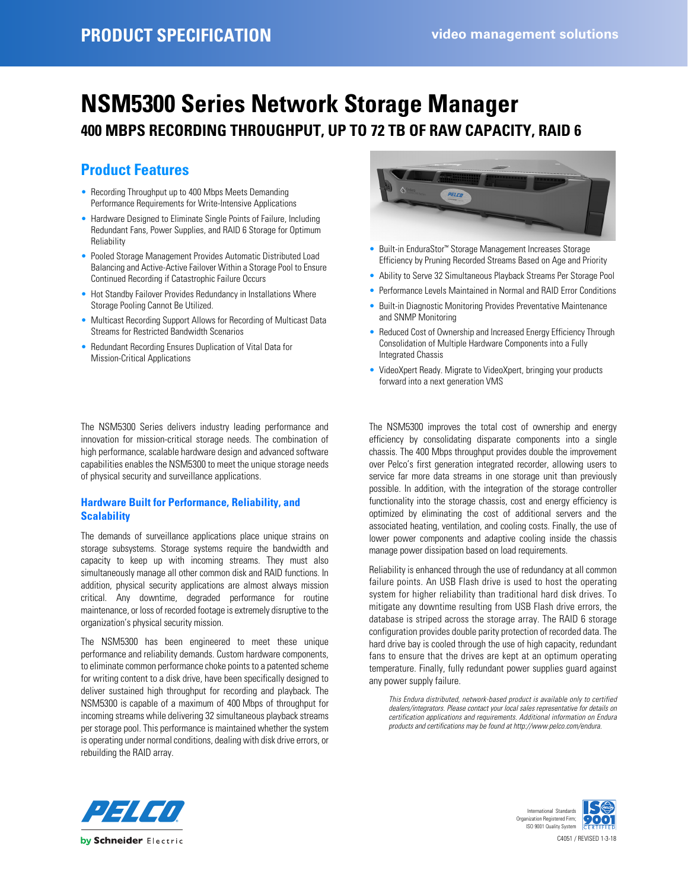PRODUCT SPECIFICATION

video management solutions

# NSM5300 Series Network Storage Manager

## 400 MBPS RECORDING THROUGHPUT, UP TO 72 TB OF RAW CAPACITY, RAID 6

## Product Features

- Recording Throughput up to 400 Mbps Meets Demanding Performance Requirements for Write-Intensive Applications
- Hardware Designed to Eliminate Single Points of Failure, Including Redundant Fans, Power Supplies, and RAID 6 Storage for Optimum Reliability
- Pooled Storage Management Provides Automatic Distributed Load Balancing and Active-Active Failover Within a Storage Pool to Ensure Continued Recording if Catastrophic Failure Occurs
- Hot Standby Failover Provides Redundancy in Installations Where Storage Pooling Cannot Be Utilized.
- Multicast Recording Support Allows for Recording of Multicast Data Streams for Restricted Bandwidth Scenarios
- Redundant Recording Ensures Duplication of Vital Data for Mission-Critical Applications
- Built-in EnduraStor™ Storage Management Increases Storage Efficiency by Pruning Recorded Streams Based on Age and Priority
- Ability to Serve 32 Simultaneous Playback Streams Per Storage Pool
- Performance Levels Maintained in Normal and RAID Error Conditions
- Built-in Diagnostic Monitoring Provides Preventative Maintenance and SNMP Monitoring
- Reduced Cost of Ownership and Increased Energy Efficiency Through Consolidation of Multiple Hardware Components into a Fully Integrated Chassis
- VideoXpert Ready. Migrate to VideoXpert, bringing your products forward into a next generation VMS

The NSM5300 Series delivers industry leading performance and innovation for mission-critical storage needs. The combination of high performance, scalable hardware design and advanced software capabilities enables the NSM5300 to meet the unique storage needs of physical security and surveillance applications.

### Hardware Built for Performance, Reliability, and Scalability

The demands of surveillance applications place unique strains on storage subsystems. Storage systems require the bandwidth and capacity to keep up with incoming streams. They must also simultaneously manage all other common disk and RAID functions. In addition, physical security applications are almost always mission critical. Any downtime, degraded performance for routine maintenance, or loss of recorded footage is extremely disruptive to the organization's physical security mission.

The NSM5300 has been engineered to meet these unique performance and reliability demands. Custom hardware components, to eliminate common performance choke points to a patented scheme for writing content to a disk drive, have been specifically designed to deliver sustained high throughput for recording and playback. The NSM5300 is capable of a maximum of 400 Mbps of throughput for incoming streams while delivering 32 simultaneous playback streams per storage pool. This performance is maintained whether the system is operating under normal conditions, dealing with disk drive errors, or rebuilding the RAID array.

The NSM5300 improves the total cost of ownership and energy efficiency by consolidating disparate components into a single chassis. The 400 Mbps throughput provides double the improvement over Pelco's first generation integrated recorder, allowing users to service far more data streams in one storage unit than previously possible. In addition, with the integration of the storage controller functionality into the storage chassis, cost and energy efficiency is optimized by eliminating the cost of additional servers and the associated heating, ventilation, and cooling costs. Finally, the use of lower power components and adaptive cooling inside the chassis manage power dissipation based on load requirements.

Reliability is enhanced through the use of redundancy at all common failure points. An USB Flash drive is used to host the operating system for higher reliability than traditional hard disk drives. To mitigate any downtime resulting from USB Flash drive errors, the database is striped across the storage array. The RAID 6 storage configuration provides double parity protection of recorded data. The hard drive bay is cooled through the use of high capacity, redundant fans to ensure that the drives are kept at an optimum operating temperature. Finally, fully redundant power supplies guard against any power supply failure.

*This Endura distributed, network-based product is available only to certified dealers/integrators. Please contact your local sales representative for details on certification applications and requirements. Additional information on Endura products and certifications may be found at http://www.pelco.com/endura.*

PELCO by Schneider Electric

International Standards Organization Registered Firm; ISO 9001 Quality System

C4051 / REVISED 1-3-18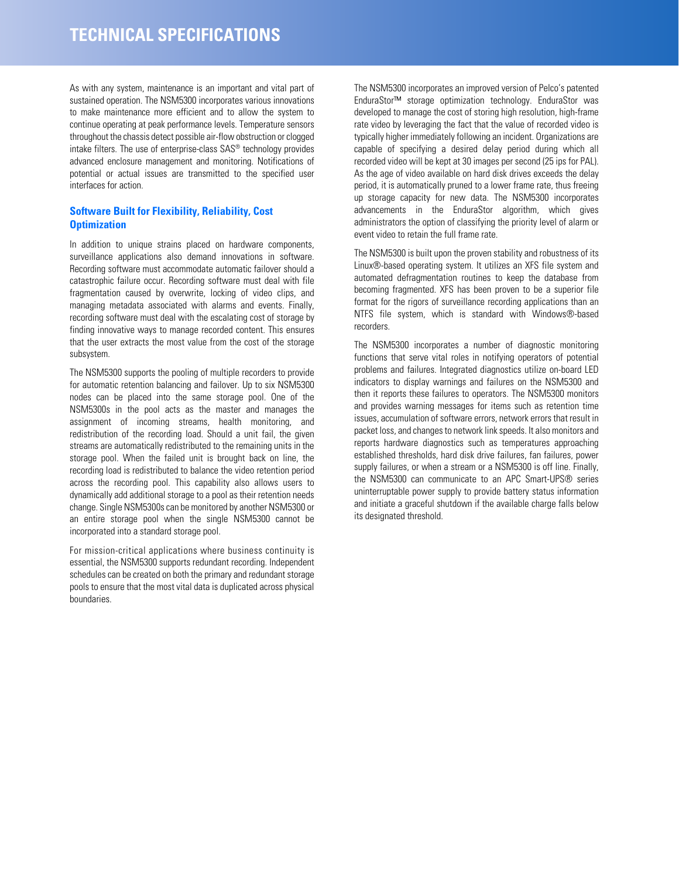# TECHNICAL SPECIFICATIONS

As with any system, maintenance is an important and vital part of sustained operation. The NSM5300 incorporates various innovations to make maintenance more efficient and to allow the system to continue operating at peak performance levels. Temperature sensors throughout the chassis detect possible air-flow obstruction or clogged intake filters. The use of enterprise-class SAS® technology provides advanced enclosure management and monitoring. Notifications of potential or actual issues are transmitted to the specified user interfaces for action.

### Software Built for Flexibility, Reliability, Cost Optimization

In addition to unique strains placed on hardware components, surveillance applications also demand innovations in software. Recording software must accommodate automatic failover should a catastrophic failure occur. Recording software must deal with file fragmentation caused by overwrite, locking of video clips, and managing metadata associated with alarms and events. Finally, recording software must deal with the escalating cost of storage by finding innovative ways to manage recorded content. This ensures that the user extracts the most value from the cost of the storage subsystem.

The NSM5300 supports the pooling of multiple recorders to provide for automatic retention balancing and failover. Up to six NSM5300 nodes can be placed into the same storage pool. One of the NSM5300s in the pool acts as the master and manages the assignment of incoming streams, health monitoring, and redistribution of the recording load. Should a unit fail, the given streams are automatically redistributed to the remaining units in the storage pool. When the failed unit is brought back on line, the recording load is redistributed to balance the video retention period across the recording pool. This capability also allows users to dynamically add additional storage to a pool as their retention needs change. Single NSM5300s can be monitored by another NSM5300 or an entire storage pool when the single NSM5300 cannot be incorporated into a standard storage pool.

For mission-critical applications where business continuity is essential, the NSM5300 supports redundant recording. Independent schedules can be created on both the primary and redundant storage pools to ensure that the most vital data is duplicated across physical boundaries.

The NSM5300 incorporates an improved version of Pelco's patented EnduraStor™ storage optimization technology. EnduraStor was developed to manage the cost of storing high resolution, high-frame rate video by leveraging the fact that the value of recorded video is typically higher immediately following an incident. Organizations are capable of specifying a desired delay period during which all recorded video will be kept at 30 images per second (25 ips for PAL). As the age of video available on hard disk drives exceeds the delay period, it is automatically pruned to a lower frame rate, thus freeing up storage capacity for new data. The NSM5300 incorporates advancements in the EnduraStor algorithm, which gives administrators the option of classifying the priority level of alarm or event video to retain the full frame rate.

The NSM5300 is built upon the proven stability and robustness of its Linux®-based operating system. It utilizes an XFS file system and automated defragmentation routines to keep the database from becoming fragmented. XFS has been proven to be a superior file format for the rigors of surveillance recording applications than an NTFS file system, which is standard with Windows®-based recorders.

The NSM5300 incorporates a number of diagnostic monitoring functions that serve vital roles in notifying operators of potential problems and failures. Integrated diagnostics utilize on-board LED indicators to display warnings and failures on the NSM5300 and then it reports these failures to operators. The NSM5300 monitors and provides warning messages for items such as retention time issues, accumulation of software errors, network errors that result in packet loss, and changes to network link speeds. It also monitors and reports hardware diagnostics such as temperatures approaching established thresholds, hard disk drive failures, fan failures, power supply failures, or when a stream or a NSM5300 is off line. Finally, the NSM5300 can communicate to an APC Smart-UPS® series uninterruptable power supply to provide battery status information and initiate a graceful shutdown if the available charge falls below its designated threshold.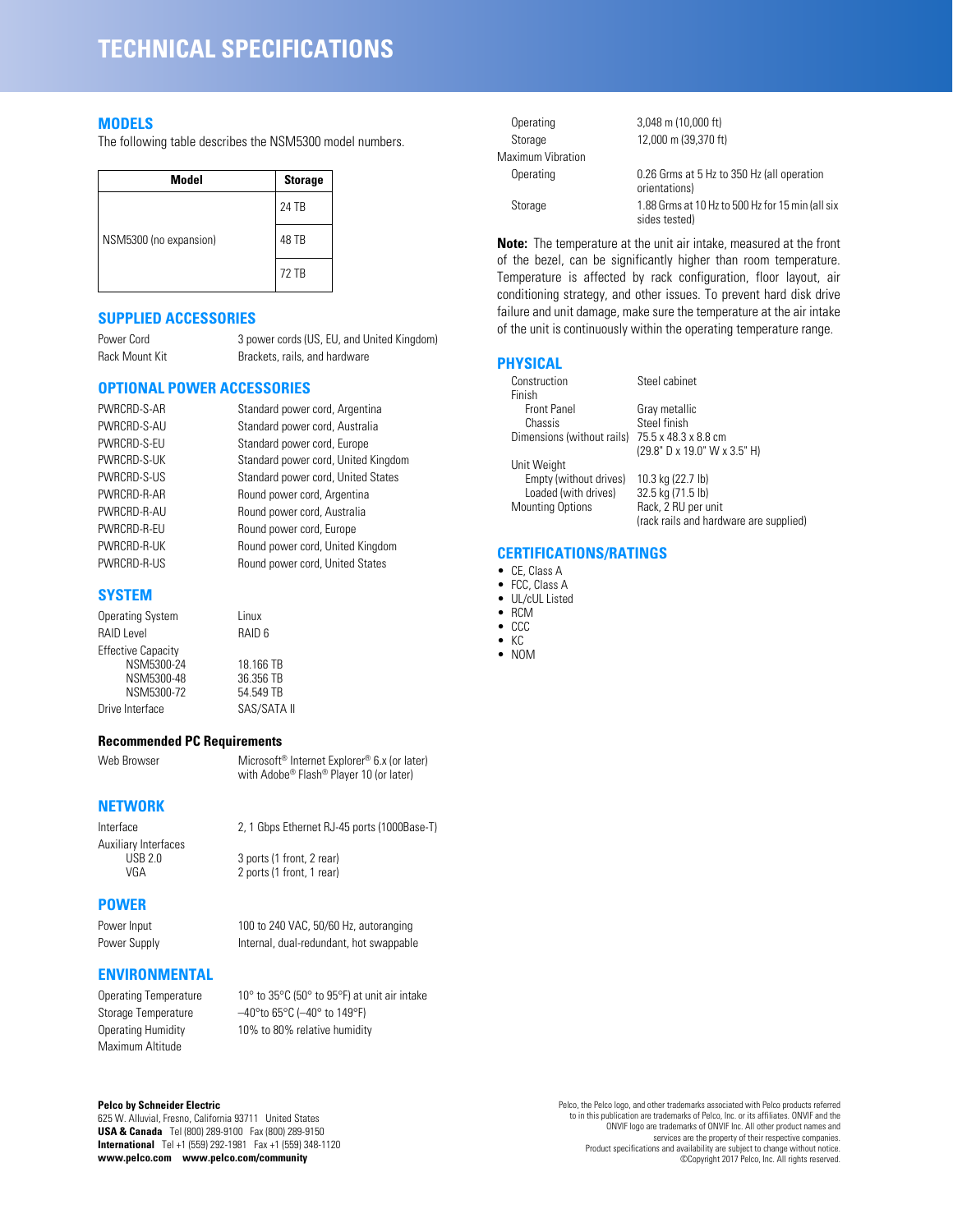# TECHNICAL SPECIFICATIONS

## MODELS

The following table describes the NSM5300 model numbers.

| Model | Storage |
|---|---|
| NSM5300 (no expansion) | 24 TB |
| | 48 TB |
| | 72 TB |

## SUPPLIED ACCESSORIES

| | |
|---|---|
| Power Cord | 3 power cords (US, EU, and United Kingdom) |
| Rack Mount Kit | Brackets, rails, and hardware |

## OPTIONAL POWER ACCESSORIES

| | |
|---|---|
| PWRCRD-S-AR | Standard power cord, Argentina |
| PWRCRD-S-AU | Standard power cord, Australia |
| PWRCRD-S-EU | Standard power cord, Europe |
| PWRCRD-S-UK | Standard power cord, United Kingdom |
| PWRCRD-S-US | Standard power cord, United States |
| PWRCRD-R-AR | Round power cord, Argentina |
| PWRCRD-R-AU | Round power cord, Australia |
| PWRCRD-R-EU | Round power cord, Europe |
| PWRCRD-R-UK | Round power cord, United Kingdom |
| PWRCRD-R-US | Round power cord, United States |

## SYSTEM

| | |
|---|---|
| Operating System | Linux |
| RAID Level | RAID 6 |
| Effective Capacity | |
| NSM5300-24 | 18.166 TB |
| NSM5300-48 | 36.356 TB |
| NSM5300-72 | 54.549 TB |
| Drive Interface | SAS/SATA II |

### Recommended PC Requirements

| | |
|---|---|
| Web Browser | Microsoft® Internet Explorer® 6.x (or later) with Adobe® Flash® Player 10 (or later) |

## NETWORK

| | |
|---|---|
| Interface | 2, 1 Gbps Ethernet RJ-45 ports (1000Base-T) |
| Auxiliary Interfaces | |
| USB 2.0 | 3 ports (1 front, 2 rear) |
| VGA | 2 ports (1 front, 1 rear) |

## POWER

| | |
|---|---|
| Power Input | 100 to 240 VAC, 50/60 Hz, autoranging |
| Power Supply | Internal, dual-redundant, hot swappable |

## ENVIRONMENTAL

| | |
|---|---|
| Operating Temperature | 10° to 35°C (50° to 95°F) at unit air intake |
| Storage Temperature | –40°to 65°C (–40° to 149°F) |
| Operating Humidity | 10% to 80% relative humidity |
| Maximum Altitude | |
| Operating | 3,048 m (10,000 ft) |
| Storage | 12,000 m (39,370 ft) |
| Maximum Vibration | |
| Operating | 0.26 Grms at 5 Hz to 350 Hz (all operation orientations) |
| Storage | 1.88 Grms at 10 Hz to 500 Hz for 15 min (all six sides tested) |

**Note:** The temperature at the unit air intake, measured at the front of the bezel, can be significantly higher than room temperature. Temperature is affected by rack configuration, floor layout, air conditioning strategy, and other issues. To prevent hard disk drive failure and unit damage, make sure the temperature at the air intake of the unit is continuously within the operating temperature range.

## PHYSICAL

| | |
|---|---|
| Construction | Steel cabinet |
| Finish | |
| Front Panel | Gray metallic |
| Chassis | Steel finish |
| Dimensions (without rails) | 75.5 x 48.3 x 8.8 cm (29.8" D x 19.0" W x 3.5" H) |
| Unit Weight | |
| Empty (without drives) | 10.3 kg (22.7 lb) |
| Loaded (with drives) | 32.5 kg (71.5 lb) |
| Mounting Options | Rack, 2 RU per unit (rack rails and hardware are supplied) |

## CERTIFICATIONS/RATINGS

- CE, Class A
- FCC, Class A
- UL/cUL Listed
- RCM
- CCC
- KC
- NOM

**Pelco by Schneider Electric**
625 W. Alluvial, Fresno, California 93711 United States
**USA & Canada** Tel (800) 289-9100 Fax (800) 289-9150
**International** Tel +1 (559) 292-1981 Fax +1 (559) 348-1120
**www.pelco.com www.pelco.com/community**

Pelco, the Pelco logo, and other trademarks associated with Pelco products referred to in this publication are trademarks of Pelco, Inc. or its affiliates. ONVIF and the ONVIF logo are trademarks of ONVIF Inc. All other product names and services are the property of their respective companies.
Product specifications and availability are subject to change without notice.
©Copyright 2017 Pelco, Inc. All rights reserved.